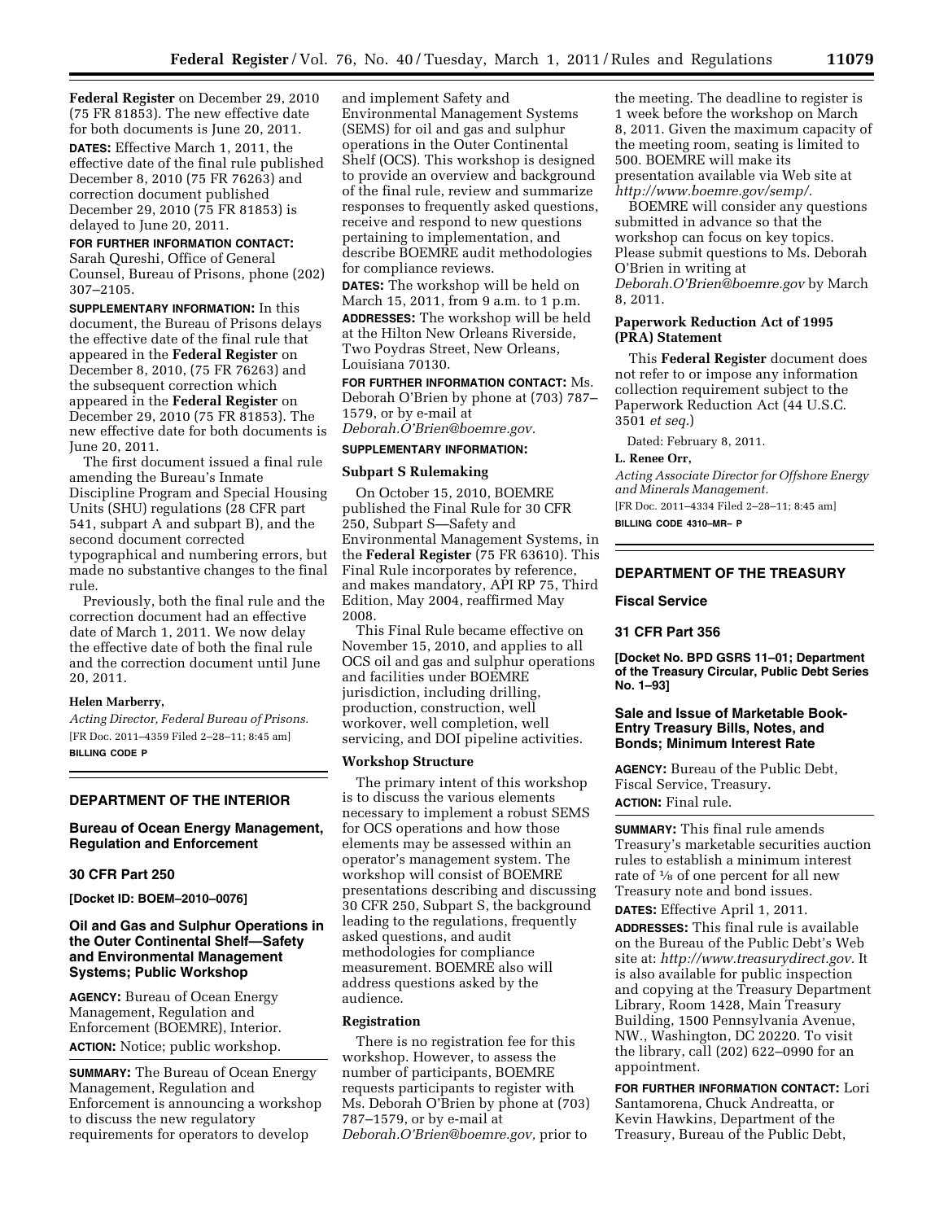Federal Register on December 29, 2010 (75 FR 81853). The new effective date for both documents is June 20, 2011.

**DATES:** Effective March 1, 2011, the effective date of the final rule published December 8, 2010 (75 FR 76263) and correction document published December 29, 2010 (75 FR 81853) is delayed to June 20, 2011.

**FOR FURTHER INFORMATION CONTACT:** Sarah Qureshi, Office of General Counsel, Bureau of Prisons, phone (202) 307–2105.

**SUPPLEMENTARY INFORMATION:** In this document, the Bureau of Prisons delays the effective date of the final rule that appeared in the **Federal Register** on December 8, 2010, (75 FR 76263) and the subsequent correction which appeared in the **Federal Register** on December 29, 2010 (75 FR 81853). The new effective date for both documents is June 20, 2011.

The first document issued a final rule amending the Bureau's Inmate Discipline Program and Special Housing Units (SHU) regulations (28 CFR part 541, subpart A and subpart B), and the second document corrected typographical and numbering errors, but made no substantive changes to the final rule.

Previously, both the final rule and the correction document had an effective date of March 1, 2011. We now delay the effective date of both the final rule and the correction document until June 20, 2011.

**Helen Marberry,**

*Acting Director, Federal Bureau of Prisons.*

[FR Doc. 2011–4359 Filed 2–28–11; 8:45 am]

**BILLING CODE P**

## DEPARTMENT OF THE INTERIOR

### Bureau of Ocean Energy Management, Regulation and Enforcement

### 30 CFR Part 250

**[Docket ID: BOEM–2010–0076]**

### Oil and Gas and Sulphur Operations in the Outer Continental Shelf—Safety and Environmental Management Systems; Public Workshop

**AGENCY:** Bureau of Ocean Energy Management, Regulation and Enforcement (BOEMRE), Interior.

**ACTION:** Notice; public workshop.

**SUMMARY:** The Bureau of Ocean Energy Management, Regulation and Enforcement is announcing a workshop to discuss the new regulatory requirements for operators to develop and implement Safety and Environmental Management Systems (SEMS) for oil and gas and sulphur operations in the Outer Continental Shelf (OCS). This workshop is designed to provide an overview and background of the final rule, review and summarize responses to frequently asked questions, receive and respond to new questions pertaining to implementation, and describe BOEMRE audit methodologies for compliance reviews.

**DATES:** The workshop will be held on March 15, 2011, from 9 a.m. to 1 p.m.

**ADDRESSES:** The workshop will be held at the Hilton New Orleans Riverside, Two Poydras Street, New Orleans, Louisiana 70130.

**FOR FURTHER INFORMATION CONTACT:** Ms. Deborah O'Brien by phone at (703) 787–1579, or by e-mail at *Deborah.O'Brien@boemre.gov.*

**SUPPLEMENTARY INFORMATION:**

#### Subpart S Rulemaking

On October 15, 2010, BOEMRE published the Final Rule for 30 CFR 250, Subpart S—Safety and Environmental Management Systems, in the **Federal Register** (75 FR 63610). This Final Rule incorporates by reference, and makes mandatory, API RP 75, Third Edition, May 2004, reaffirmed May 2008.

This Final Rule became effective on November 15, 2010, and applies to all OCS oil and gas and sulphur operations and facilities under BOEMRE jurisdiction, including drilling, production, construction, well workover, well completion, well servicing, and DOI pipeline activities.

#### Workshop Structure

The primary intent of this workshop is to discuss the various elements necessary to implement a robust SEMS for OCS operations and how those elements may be assessed within an operator's management system. The workshop will consist of BOEMRE presentations describing and discussing 30 CFR 250, Subpart S, the background leading to the regulations, frequently asked questions, and audit methodologies for compliance measurement. BOEMRE also will address questions asked by the audience.

#### Registration

There is no registration fee for this workshop. However, to assess the number of participants, BOEMRE requests participants to register with Ms. Deborah O'Brien by phone at (703) 787–1579, or by e-mail at *Deborah.O'Brien@boemre.gov,* prior to the meeting. The deadline to register is 1 week before the workshop on March 8, 2011. Given the maximum capacity of the meeting room, seating is limited to 500. BOEMRE will make its presentation available via Web site at *http://www.boemre.gov/semp/.*

BOEMRE will consider any questions submitted in advance so that the workshop can focus on key topics. Please submit questions to Ms. Deborah O'Brien in writing at *Deborah.O'Brien@boemre.gov* by March 8, 2011.

#### Paperwork Reduction Act of 1995 (PRA) Statement

This **Federal Register** document does not refer to or impose any information collection requirement subject to the Paperwork Reduction Act (44 U.S.C. 3501 *et seq.*)

Dated: February 8, 2011.

**L. Renee Orr,**

*Acting Associate Director for Offshore Energy and Minerals Management.*

[FR Doc. 2011–4334 Filed 2–28–11; 8:45 am]

**BILLING CODE 4310–MR– P**

## DEPARTMENT OF THE TREASURY

### Fiscal Service

### 31 CFR Part 356

**[Docket No. BPD GSRS 11–01; Department of the Treasury Circular, Public Debt Series No. 1–93]**

### Sale and Issue of Marketable Book-Entry Treasury Bills, Notes, and Bonds; Minimum Interest Rate

**AGENCY:** Bureau of the Public Debt, Fiscal Service, Treasury.

**ACTION:** Final rule.

**SUMMARY:** This final rule amends Treasury's marketable securities auction rules to establish a minimum interest rate of ⅛ of one percent for all new Treasury note and bond issues.

**DATES:** Effective April 1, 2011.

**ADDRESSES:** This final rule is available on the Bureau of the Public Debt's Web site at: *http://www.treasurydirect.gov.* It is also available for public inspection and copying at the Treasury Department Library, Room 1428, Main Treasury Building, 1500 Pennsylvania Avenue, NW., Washington, DC 20220. To visit the library, call (202) 622–0990 for an appointment.

**FOR FURTHER INFORMATION CONTACT:** Lori Santamorena, Chuck Andreatta, or Kevin Hawkins, Department of the Treasury, Bureau of the Public Debt,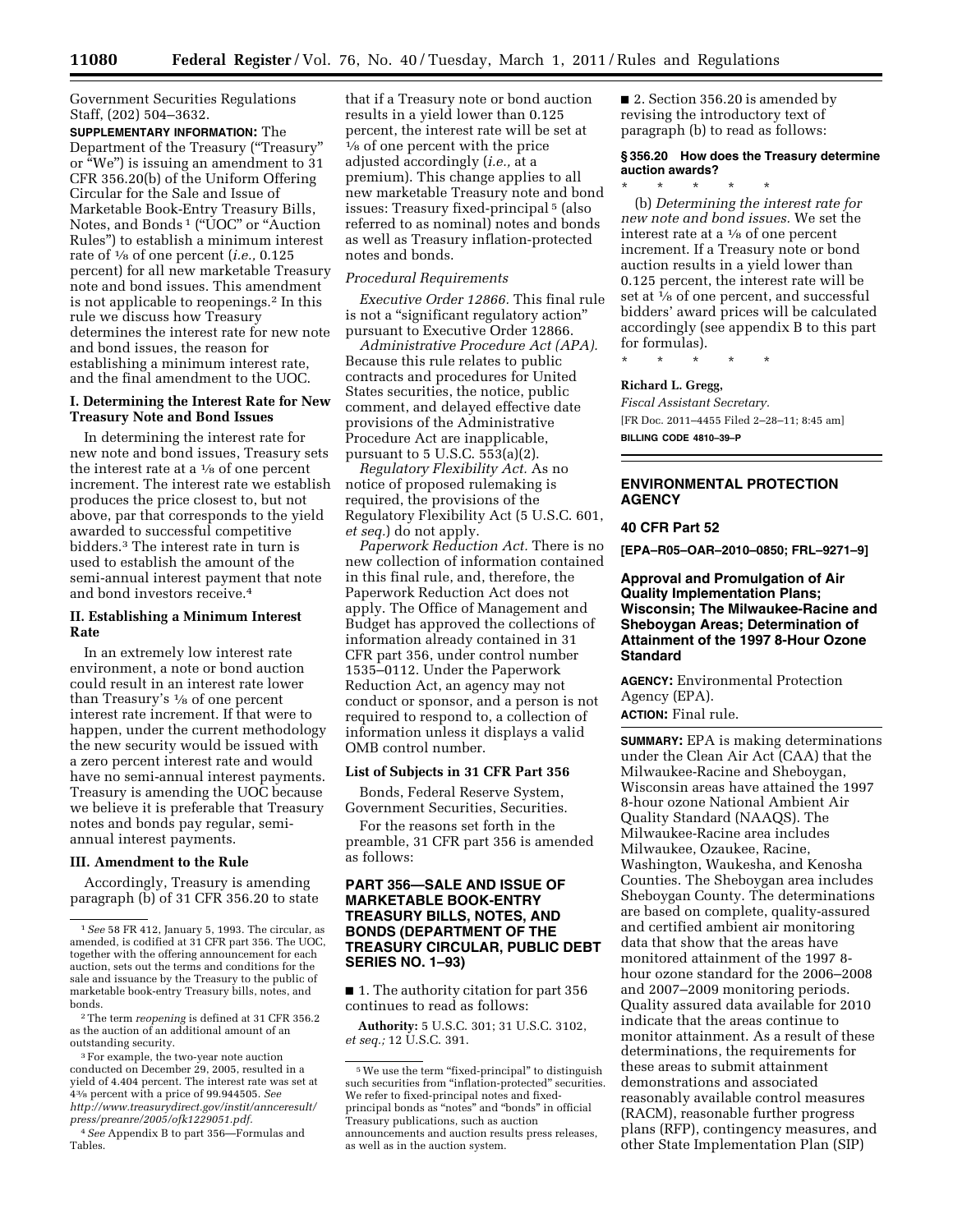Government Securities Regulations Staff, (202) 504–3632.

**SUPPLEMENTARY INFORMATION:** The Department of the Treasury ("Treasury" or "We") is issuing an amendment to 31 CFR 356.20(b) of the Uniform Offering Circular for the Sale and Issue of Marketable Book-Entry Treasury Bills, Notes, and Bonds [1] ("UOC" or "Auction Rules") to establish a minimum interest rate of ⅛ of one percent (*i.e.,* 0.125 percent) for all new marketable Treasury note and bond issues. This amendment is not applicable to reopenings.[2] In this rule we discuss how Treasury determines the interest rate for new note and bond issues, the reason for establishing a minimum interest rate, and the final amendment to the UOC.

## I. Determining the Interest Rate for New Treasury Note and Bond Issues

In determining the interest rate for new note and bond issues, Treasury sets the interest rate at a ⅛ of one percent increment. The interest rate we establish produces the price closest to, but not above, par that corresponds to the yield awarded to successful competitive bidders.[3] The interest rate in turn is used to establish the amount of the semi-annual interest payment that note and bond investors receive.[4]

## II. Establishing a Minimum Interest Rate

In an extremely low interest rate environment, a note or bond auction could result in an interest rate lower than Treasury's ⅛ of one percent interest rate increment. If that were to happen, under the current methodology the new security would be issued with a zero percent interest rate and would have no semi-annual interest payments. Treasury is amending the UOC because we believe it is preferable that Treasury notes and bonds pay regular, semi-annual interest payments.

## III. Amendment to the Rule

Accordingly, Treasury is amending paragraph (b) of 31 CFR 356.20 to state that if a Treasury note or bond auction results in a yield lower than 0.125 percent, the interest rate will be set at ⅛ of one percent with the price adjusted accordingly (*i.e.,* at a premium). This change applies to all new marketable Treasury note and bond issues: Treasury fixed-principal [5] (also referred to as nominal) notes and bonds as well as Treasury inflation-protected notes and bonds.

### Procedural Requirements

*Executive Order 12866.* This final rule is not a "significant regulatory action" pursuant to Executive Order 12866.

*Administrative Procedure Act (APA).* Because this rule relates to public contracts and procedures for United States securities, the notice, public comment, and delayed effective date provisions of the Administrative Procedure Act are inapplicable, pursuant to 5 U.S.C. 553(a)(2).

*Regulatory Flexibility Act.* As no notice of proposed rulemaking is required, the provisions of the Regulatory Flexibility Act (5 U.S.C. 601, *et seq.*) do not apply.

*Paperwork Reduction Act.* There is no new collection of information contained in this final rule, and, therefore, the Paperwork Reduction Act does not apply. The Office of Management and Budget has approved the collections of information already contained in 31 CFR part 356, under control number 1535–0112. Under the Paperwork Reduction Act, an agency may not conduct or sponsor, and a person is not required to respond to, a collection of information unless it displays a valid OMB control number.

### List of Subjects in 31 CFR Part 356

Bonds, Federal Reserve System, Government Securities, Securities.

For the reasons set forth in the preamble, 31 CFR part 356 is amended as follows:

## PART 356—SALE AND ISSUE OF MARKETABLE BOOK-ENTRY TREASURY BILLS, NOTES, AND BONDS (DEPARTMENT OF THE TREASURY CIRCULAR, PUBLIC DEBT SERIES NO. 1–93)

■ 1. The authority citation for part 356 continues to read as follows:

**Authority:** 5 U.S.C. 301; 31 U.S.C. 3102, *et seq.;* 12 U.S.C. 391.

■ 2. Section 356.20 is amended by revising the introductory text of paragraph (b) to read as follows:

### § 356.20 How does the Treasury determine auction awards?

\* \* \* \* \*

(b) *Determining the interest rate for new note and bond issues.* We set the interest rate at a ⅛ of one percent increment. If a Treasury note or bond auction results in a yield lower than 0.125 percent, the interest rate will be set at ⅛ of one percent, and successful bidders' award prices will be calculated accordingly (see appendix B to this part for formulas).

\* \* \* \* \*

**Richard L. Gregg,**

*Fiscal Assistant Secretary.*

[FR Doc. 2011–4455 Filed 2–28–11; 8:45 am]

**BILLING CODE 4810–39–P**

[1] *See* 58 FR 412, January 5, 1993. The circular, as amended, is codified at 31 CFR part 356. The UOC, together with the offering announcement for each auction, sets out the terms and conditions for the sale and issuance by the Treasury to the public of marketable book-entry Treasury bills, notes, and bonds.

[2] The term *reopening* is defined at 31 CFR 356.2 as the auction of an additional amount of an outstanding security.

[3] For example, the two-year note auction conducted on December 29, 2005, resulted in a yield of 4.404 percent. The interest rate was set at 4⅜ percent with a price of 99.944505. *See http://www.treasurydirect.gov/instit/annceresult/press/preanre/2005/ofk1229051.pdf.*

[4] *See* Appendix B to part 356—Formulas and Tables.

[5] We use the term "fixed-principal" to distinguish such securities from "inflation-protected" securities. We refer to fixed-principal notes and fixed-principal bonds as "notes" and "bonds" in official Treasury publications, such as auction announcements and auction results press releases, as well as in the auction system.

---

# ENVIRONMENTAL PROTECTION AGENCY

## 40 CFR Part 52

**[EPA–R05–OAR–2010–0850; FRL–9271–9]**

## Approval and Promulgation of Air Quality Implementation Plans; Wisconsin; The Milwaukee-Racine and Sheboygan Areas; Determination of Attainment of the 1997 8-Hour Ozone Standard

**AGENCY:** Environmental Protection Agency (EPA).

**ACTION:** Final rule.

**SUMMARY:** EPA is making determinations under the Clean Air Act (CAA) that the Milwaukee-Racine and Sheboygan, Wisconsin areas have attained the 1997 8-hour ozone National Ambient Air Quality Standard (NAAQS). The Milwaukee-Racine area includes Milwaukee, Ozaukee, Racine, Washington, Waukesha, and Kenosha Counties. The Sheboygan area includes Sheboygan County. The determinations are based on complete, quality-assured and certified ambient air monitoring data that show that the areas have monitored attainment of the 1997 8-hour ozone standard for the 2006–2008 and 2007–2009 monitoring periods. Quality assured data available for 2010 indicate that the areas continue to monitor attainment. As a result of these determinations, the requirements for these areas to submit attainment demonstrations and associated reasonably available control measures (RACM), reasonable further progress plans (RFP), contingency measures, and other State Implementation Plan (SIP)